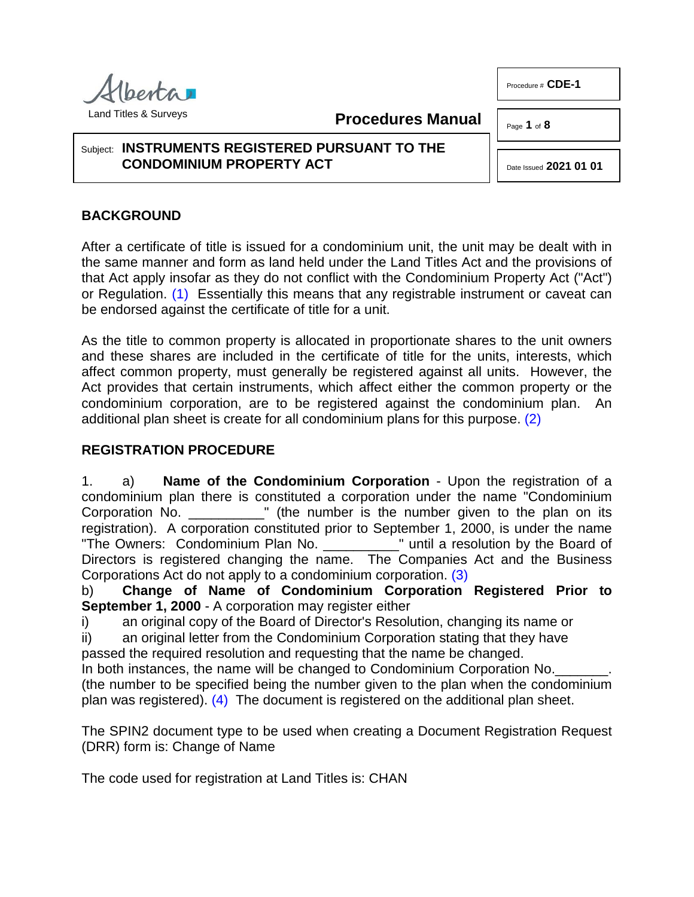Alberta
Land Titles & Surveys

**Procedures Manual**

Procedure # **CDE-1**

Date Issued **2021 01 01**

Subject: **INSTRUMENTS REGISTERED PURSUANT TO THE CONDOMINIUM PROPERTY ACT**

## BACKGROUND

After a certificate of title is issued for a condominium unit, the unit may be dealt with in the same manner and form as land held under the Land Titles Act and the provisions of that Act apply insofar as they do not conflict with the Condominium Property Act ("Act") or Regulation. (1) Essentially this means that any registrable instrument or caveat can be endorsed against the certificate of title for a unit.

As the title to common property is allocated in proportionate shares to the unit owners and these shares are included in the certificate of title for the units, interests, which affect common property, must generally be registered against all units. However, the Act provides that certain instruments, which affect either the common property or the condominium corporation, are to be registered against the condominium plan. An additional plan sheet is create for all condominium plans for this purpose. (2)

## REGISTRATION PROCEDURE

1. a) **Name of the Condominium Corporation** - Upon the registration of a condominium plan there is constituted a corporation under the name "Condominium Corporation No. __________" (the number is the number given to the plan on its registration). A corporation constituted prior to September 1, 2000, is under the name "The Owners: Condominium Plan No. __________" until a resolution by the Board of Directors is registered changing the name. The Companies Act and the Business Corporations Act do not apply to a condominium corporation. (3)

b) **Change of Name of Condominium Corporation Registered Prior to September 1, 2000** - A corporation may register either

i) an original copy of the Board of Director's Resolution, changing its name or

ii) an original letter from the Condominium Corporation stating that they have passed the required resolution and requesting that the name be changed.

In both instances, the name will be changed to Condominium Corporation No._______. (the number to be specified being the number given to the plan when the condominium plan was registered). (4) The document is registered on the additional plan sheet.

The SPIN2 document type to be used when creating a Document Registration Request (DRR) form is: Change of Name

The code used for registration at Land Titles is: CHAN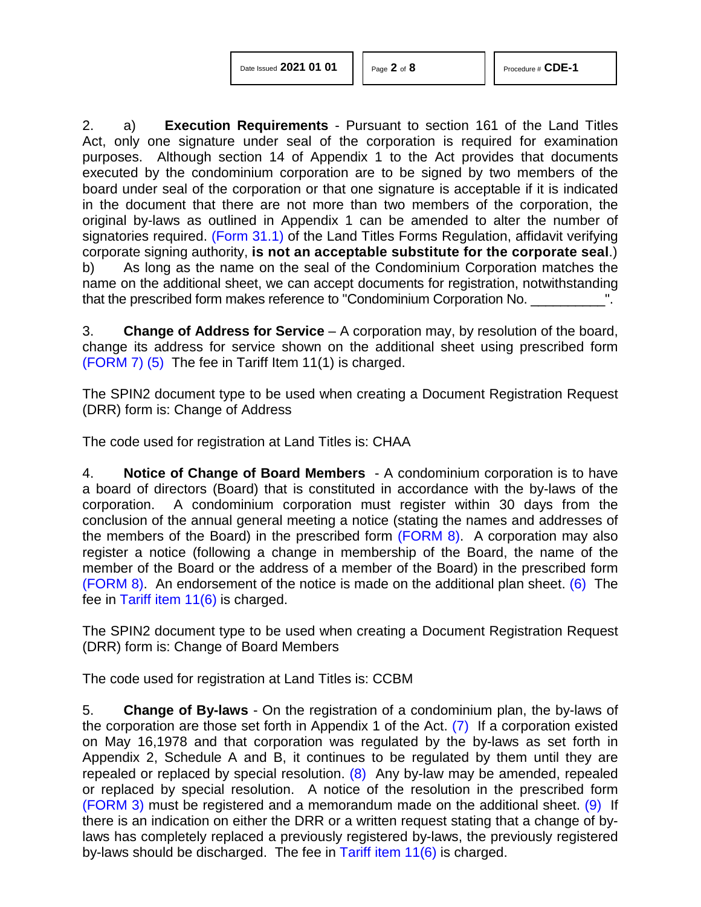2. a) **Execution Requirements** - Pursuant to section 161 of the Land Titles Act, only one signature under seal of the corporation is required for examination purposes. Although section 14 of Appendix 1 to the Act provides that documents executed by the condominium corporation are to be signed by two members of the board under seal of the corporation or that one signature is acceptable if it is indicated in the document that there are not more than two members of the corporation, the original by-laws as outlined in Appendix 1 can be amended to alter the number of signatories required. (Form 31.1) of the Land Titles Forms Regulation, affidavit verifying corporate signing authority, **is not an acceptable substitute for the corporate seal**.)

b) As long as the name on the seal of the Condominium Corporation matches the name on the additional sheet, we can accept documents for registration, notwithstanding that the prescribed form makes reference to "Condominium Corporation No. __________".

3. **Change of Address for Service** – A corporation may, by resolution of the board, change its address for service shown on the additional sheet using prescribed form (FORM 7) (5) The fee in Tariff Item 11(1) is charged.

The SPIN2 document type to be used when creating a Document Registration Request (DRR) form is: Change of Address

The code used for registration at Land Titles is: CHAA

4. **Notice of Change of Board Members** - A condominium corporation is to have a board of directors (Board) that is constituted in accordance with the by-laws of the corporation. A condominium corporation must register within 30 days from the conclusion of the annual general meeting a notice (stating the names and addresses of the members of the Board) in the prescribed form (FORM 8). A corporation may also register a notice (following a change in membership of the Board, the name of the member of the Board or the address of a member of the Board) in the prescribed form (FORM 8). An endorsement of the notice is made on the additional plan sheet. (6) The fee in Tariff item 11(6) is charged.

The SPIN2 document type to be used when creating a Document Registration Request (DRR) form is: Change of Board Members

The code used for registration at Land Titles is: CCBM

5. **Change of By-laws** - On the registration of a condominium plan, the by-laws of the corporation are those set forth in Appendix 1 of the Act. (7) If a corporation existed on May 16,1978 and that corporation was regulated by the by-laws as set forth in Appendix 2, Schedule A and B, it continues to be regulated by them until they are repealed or replaced by special resolution. (8) Any by-law may be amended, repealed or replaced by special resolution. A notice of the resolution in the prescribed form (FORM 3) must be registered and a memorandum made on the additional sheet. (9) If there is an indication on either the DRR or a written request stating that a change of by-laws has completely replaced a previously registered by-laws, the previously registered by-laws should be discharged. The fee in Tariff item 11(6) is charged.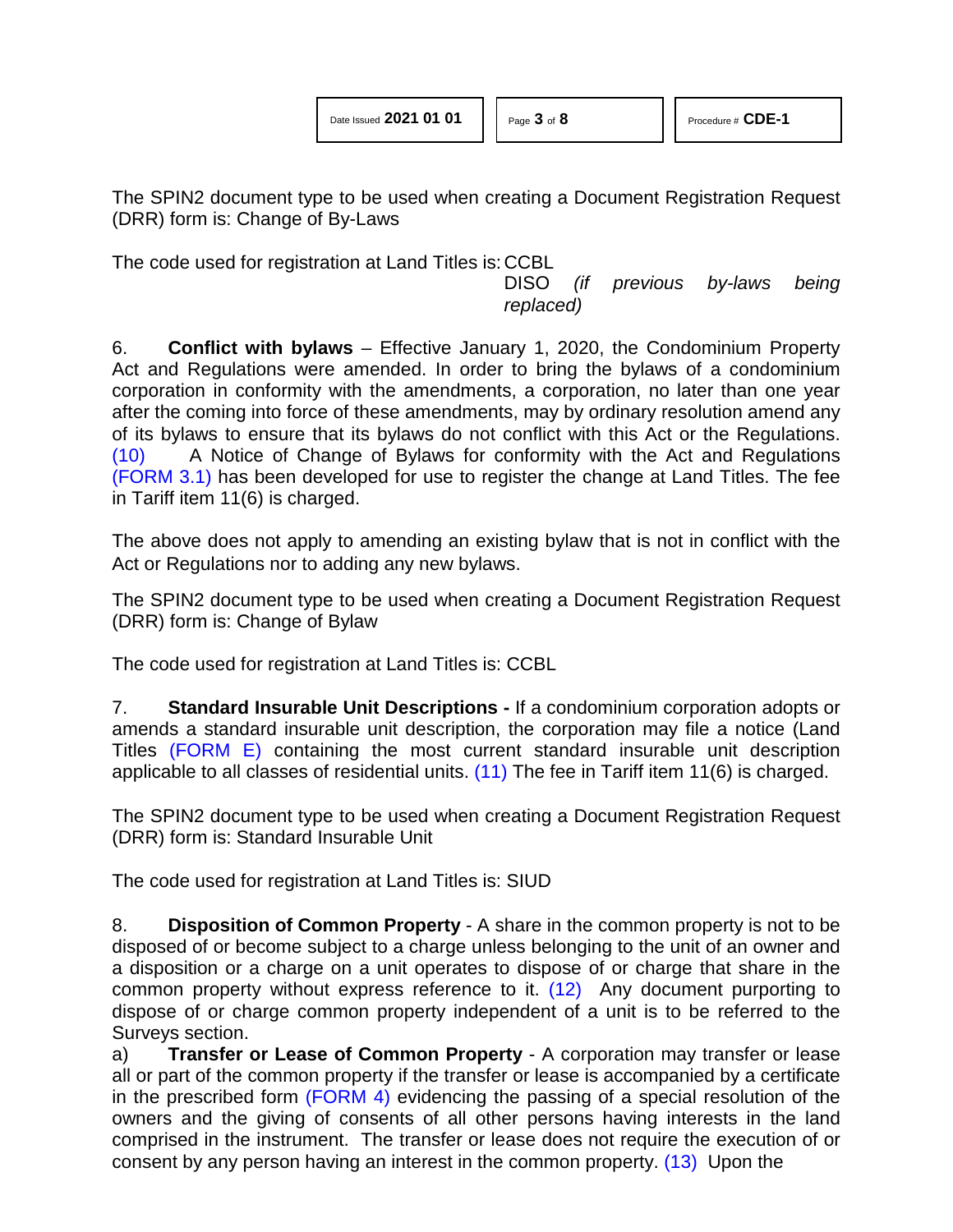The SPIN2 document type to be used when creating a Document Registration Request (DRR) form is: Change of By-Laws

The code used for registration at Land Titles is: CCBL
DISO *(if previous by-laws being replaced)*

6. **Conflict with bylaws** – Effective January 1, 2020, the Condominium Property Act and Regulations were amended. In order to bring the bylaws of a condominium corporation in conformity with the amendments, a corporation, no later than one year after the coming into force of these amendments, may by ordinary resolution amend any of its bylaws to ensure that its bylaws do not conflict with this Act or the Regulations. (10) A Notice of Change of Bylaws for conformity with the Act and Regulations (FORM 3.1) has been developed for use to register the change at Land Titles. The fee in Tariff item 11(6) is charged.

The above does not apply to amending an existing bylaw that is not in conflict with the Act or Regulations nor to adding any new bylaws.

The SPIN2 document type to be used when creating a Document Registration Request (DRR) form is: Change of Bylaw

The code used for registration at Land Titles is: CCBL

7. **Standard Insurable Unit Descriptions -** If a condominium corporation adopts or amends a standard insurable unit description, the corporation may file a notice (Land Titles (FORM E) containing the most current standard insurable unit description applicable to all classes of residential units. (11) The fee in Tariff item 11(6) is charged.

The SPIN2 document type to be used when creating a Document Registration Request (DRR) form is: Standard Insurable Unit

The code used for registration at Land Titles is: SIUD

8. **Disposition of Common Property** - A share in the common property is not to be disposed of or become subject to a charge unless belonging to the unit of an owner and a disposition or a charge on a unit operates to dispose of or charge that share in the common property without express reference to it. (12) Any document purporting to dispose of or charge common property independent of a unit is to be referred to the Surveys section.

a) **Transfer or Lease of Common Property** - A corporation may transfer or lease all or part of the common property if the transfer or lease is accompanied by a certificate in the prescribed form (FORM 4) evidencing the passing of a special resolution of the owners and the giving of consents of all other persons having interests in the land comprised in the instrument. The transfer or lease does not require the execution of or consent by any person having an interest in the common property. (13) Upon the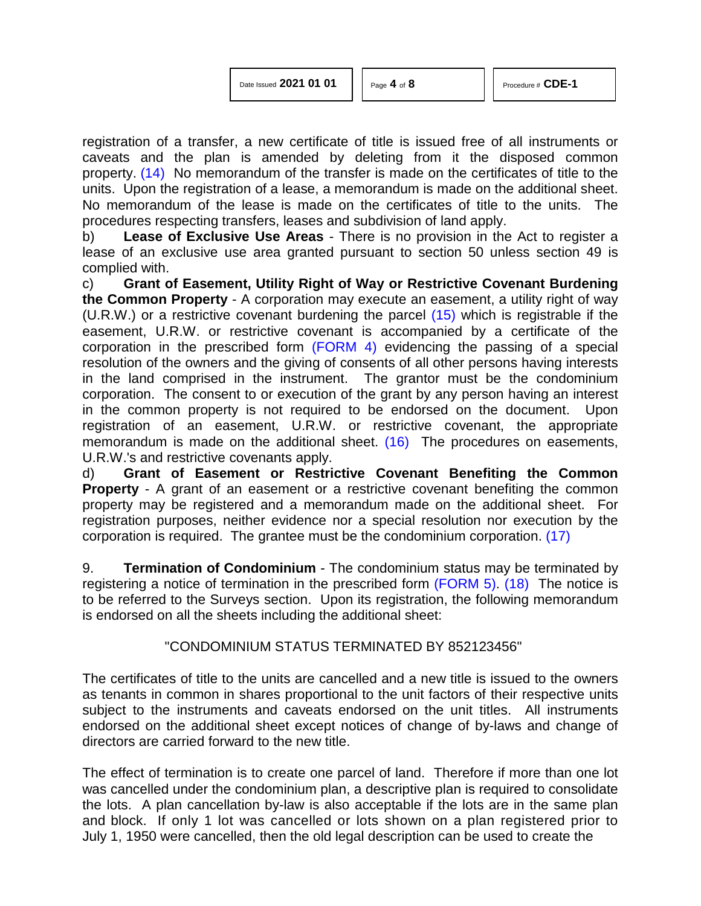registration of a transfer, a new certificate of title is issued free of all instruments or caveats and the plan is amended by deleting from it the disposed common property. (14) No memorandum of the transfer is made on the certificates of title to the units. Upon the registration of a lease, a memorandum is made on the additional sheet. No memorandum of the lease is made on the certificates of title to the units. The procedures respecting transfers, leases and subdivision of land apply.

b) **Lease of Exclusive Use Areas** - There is no provision in the Act to register a lease of an exclusive use area granted pursuant to section 50 unless section 49 is complied with.

c) **Grant of Easement, Utility Right of Way or Restrictive Covenant Burdening the Common Property** - A corporation may execute an easement, a utility right of way (U.R.W.) or a restrictive covenant burdening the parcel (15) which is registrable if the easement, U.R.W. or restrictive covenant is accompanied by a certificate of the corporation in the prescribed form (FORM 4) evidencing the passing of a special resolution of the owners and the giving of consents of all other persons having interests in the land comprised in the instrument. The grantor must be the condominium corporation. The consent to or execution of the grant by any person having an interest in the common property is not required to be endorsed on the document. Upon registration of an easement, U.R.W. or restrictive covenant, the appropriate memorandum is made on the additional sheet. (16) The procedures on easements, U.R.W.'s and restrictive covenants apply.

d) **Grant of Easement or Restrictive Covenant Benefiting the Common Property** - A grant of an easement or a restrictive covenant benefiting the common property may be registered and a memorandum made on the additional sheet. For registration purposes, neither evidence nor a special resolution nor execution by the corporation is required. The grantee must be the condominium corporation. (17)

9. **Termination of Condominium** - The condominium status may be terminated by registering a notice of termination in the prescribed form (FORM 5). (18) The notice is to be referred to the Surveys section. Upon its registration, the following memorandum is endorsed on all the sheets including the additional sheet:

"CONDOMINIUM STATUS TERMINATED BY 852123456"

The certificates of title to the units are cancelled and a new title is issued to the owners as tenants in common in shares proportional to the unit factors of their respective units subject to the instruments and caveats endorsed on the unit titles. All instruments endorsed on the additional sheet except notices of change of by-laws and change of directors are carried forward to the new title.

The effect of termination is to create one parcel of land. Therefore if more than one lot was cancelled under the condominium plan, a descriptive plan is required to consolidate the lots. A plan cancellation by-law is also acceptable if the lots are in the same plan and block. If only 1 lot was cancelled or lots shown on a plan registered prior to July 1, 1950 were cancelled, then the old legal description can be used to create the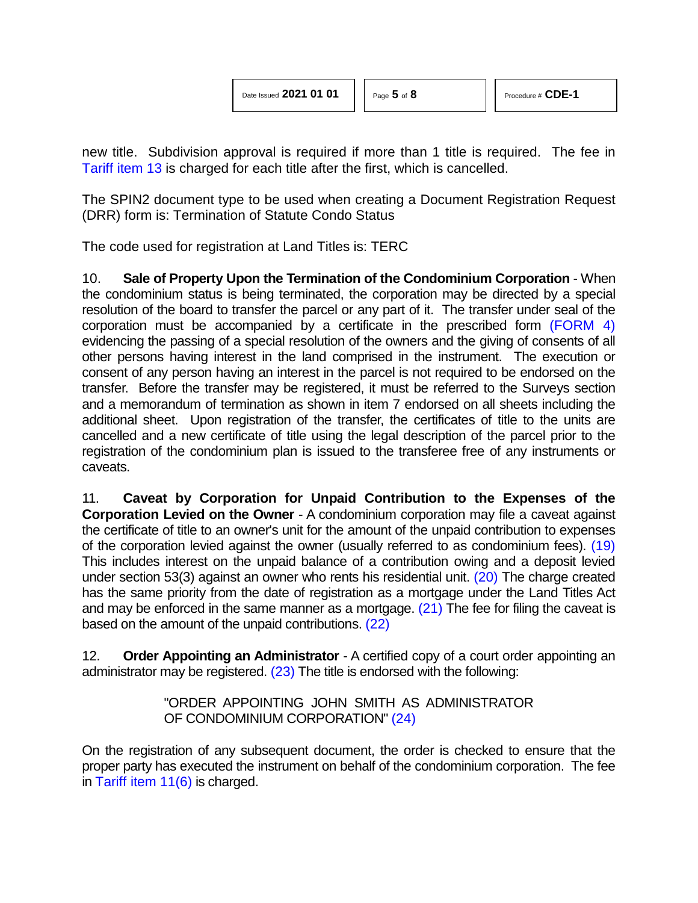new title. Subdivision approval is required if more than 1 title is required. The fee in Tariff item 13 is charged for each title after the first, which is cancelled.

The SPIN2 document type to be used when creating a Document Registration Request (DRR) form is: Termination of Statute Condo Status

The code used for registration at Land Titles is: TERC

10. **Sale of Property Upon the Termination of the Condominium Corporation** - When the condominium status is being terminated, the corporation may be directed by a special resolution of the board to transfer the parcel or any part of it. The transfer under seal of the corporation must be accompanied by a certificate in the prescribed form (FORM 4) evidencing the passing of a special resolution of the owners and the giving of consents of all other persons having interest in the land comprised in the instrument. The execution or consent of any person having an interest in the parcel is not required to be endorsed on the transfer. Before the transfer may be registered, it must be referred to the Surveys section and a memorandum of termination as shown in item 7 endorsed on all sheets including the additional sheet. Upon registration of the transfer, the certificates of title to the units are cancelled and a new certificate of title using the legal description of the parcel prior to the registration of the condominium plan is issued to the transferee free of any instruments or caveats.

11. **Caveat by Corporation for Unpaid Contribution to the Expenses of the Corporation Levied on the Owner** - A condominium corporation may file a caveat against the certificate of title to an owner's unit for the amount of the unpaid contribution to expenses of the corporation levied against the owner (usually referred to as condominium fees). (19) This includes interest on the unpaid balance of a contribution owing and a deposit levied under section 53(3) against an owner who rents his residential unit. (20) The charge created has the same priority from the date of registration as a mortgage under the Land Titles Act and may be enforced in the same manner as a mortgage. (21) The fee for filing the caveat is based on the amount of the unpaid contributions. (22)

12. **Order Appointing an Administrator** - A certified copy of a court order appointing an administrator may be registered. (23) The title is endorsed with the following:

> "ORDER APPOINTING JOHN SMITH AS ADMINISTRATOR OF CONDOMINIUM CORPORATION" (24)

On the registration of any subsequent document, the order is checked to ensure that the proper party has executed the instrument on behalf of the condominium corporation. The fee in Tariff item 11(6) is charged.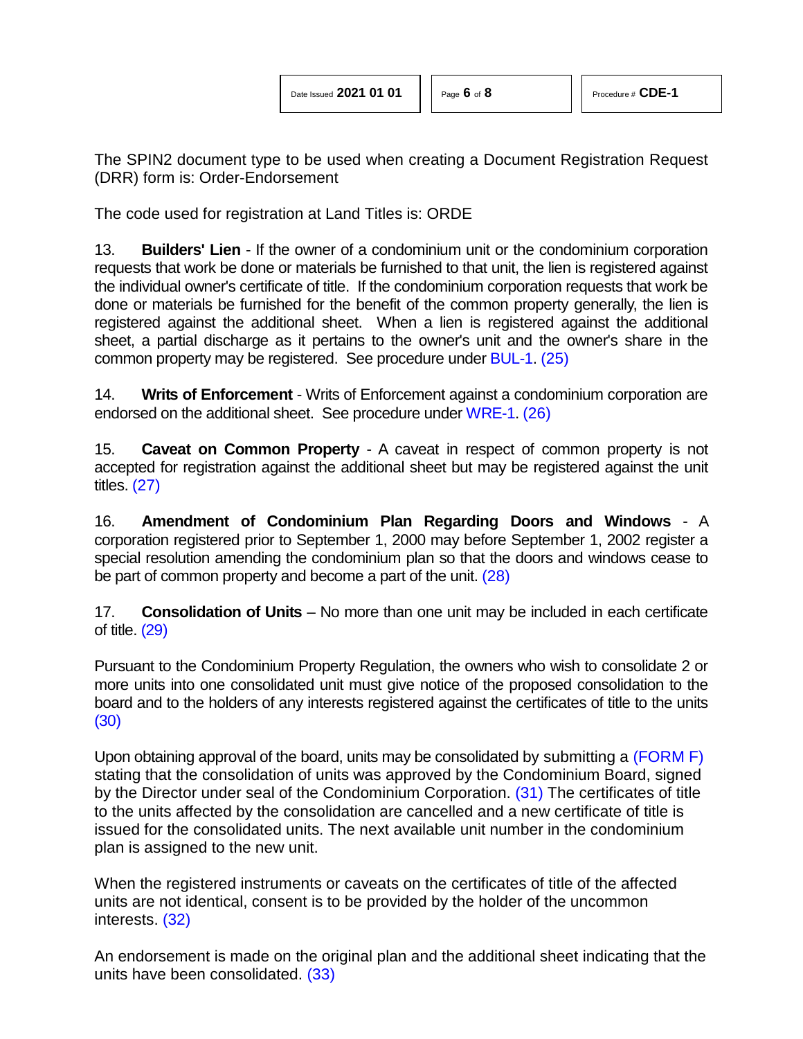The SPIN2 document type to be used when creating a Document Registration Request (DRR) form is: Order-Endorsement

The code used for registration at Land Titles is: ORDE

13. **Builders' Lien** - If the owner of a condominium unit or the condominium corporation requests that work be done or materials be furnished to that unit, the lien is registered against the individual owner's certificate of title. If the condominium corporation requests that work be done or materials be furnished for the benefit of the common property generally, the lien is registered against the additional sheet. When a lien is registered against the additional sheet, a partial discharge as it pertains to the owner's unit and the owner's share in the common property may be registered. See procedure under BUL-1. (25)

14. **Writs of Enforcement** - Writs of Enforcement against a condominium corporation are endorsed on the additional sheet. See procedure under WRE-1. (26)

15. **Caveat on Common Property** - A caveat in respect of common property is not accepted for registration against the additional sheet but may be registered against the unit titles. (27)

16. **Amendment of Condominium Plan Regarding Doors and Windows** - A corporation registered prior to September 1, 2000 may before September 1, 2002 register a special resolution amending the condominium plan so that the doors and windows cease to be part of common property and become a part of the unit. (28)

17. **Consolidation of Units** – No more than one unit may be included in each certificate of title. (29)

Pursuant to the Condominium Property Regulation, the owners who wish to consolidate 2 or more units into one consolidated unit must give notice of the proposed consolidation to the board and to the holders of any interests registered against the certificates of title to the units (30)

Upon obtaining approval of the board, units may be consolidated by submitting a (FORM F) stating that the consolidation of units was approved by the Condominium Board, signed by the Director under seal of the Condominium Corporation. (31) The certificates of title to the units affected by the consolidation are cancelled and a new certificate of title is issued for the consolidated units. The next available unit number in the condominium plan is assigned to the new unit.

When the registered instruments or caveats on the certificates of title of the affected units are not identical, consent is to be provided by the holder of the uncommon interests. (32)

An endorsement is made on the original plan and the additional sheet indicating that the units have been consolidated. (33)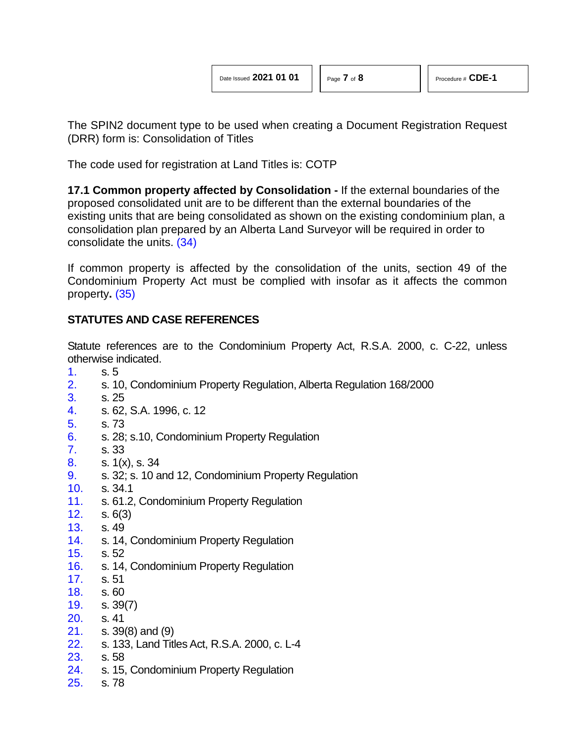The SPIN2 document type to be used when creating a Document Registration Request (DRR) form is: Consolidation of Titles

The code used for registration at Land Titles is: COTP

**17.1 Common property affected by Consolidation -** If the external boundaries of the proposed consolidated unit are to be different than the external boundaries of the existing units that are being consolidated as shown on the existing condominium plan, a consolidation plan prepared by an Alberta Land Surveyor will be required in order to consolidate the units. (34)

If common property is affected by the consolidation of the units, section 49 of the Condominium Property Act must be complied with insofar as it affects the common property**.** (35)

## STATUTES AND CASE REFERENCES

Statute references are to the Condominium Property Act, R.S.A. 2000, c. C-22, unless otherwise indicated.

1. s. 5
2. s. 10, Condominium Property Regulation, Alberta Regulation 168/2000
3. s. 25
4. s. 62, S.A. 1996, c. 12
5. s. 73
6. s. 28; s.10, Condominium Property Regulation
7. s. 33
8. s. 1(x), s. 34
9. s. 32; s. 10 and 12, Condominium Property Regulation
10. s. 34.1
11. s. 61.2, Condominium Property Regulation
12. s. 6(3)
13. s. 49
14. s. 14, Condominium Property Regulation
15. s. 52
16. s. 14, Condominium Property Regulation
17. s. 51
18. s. 60
19. s. 39(7)
20. s. 41
21. s. 39(8) and (9)
22. s. 133, Land Titles Act, R.S.A. 2000, c. L-4
23. s. 58
24. s. 15, Condominium Property Regulation
25. s. 78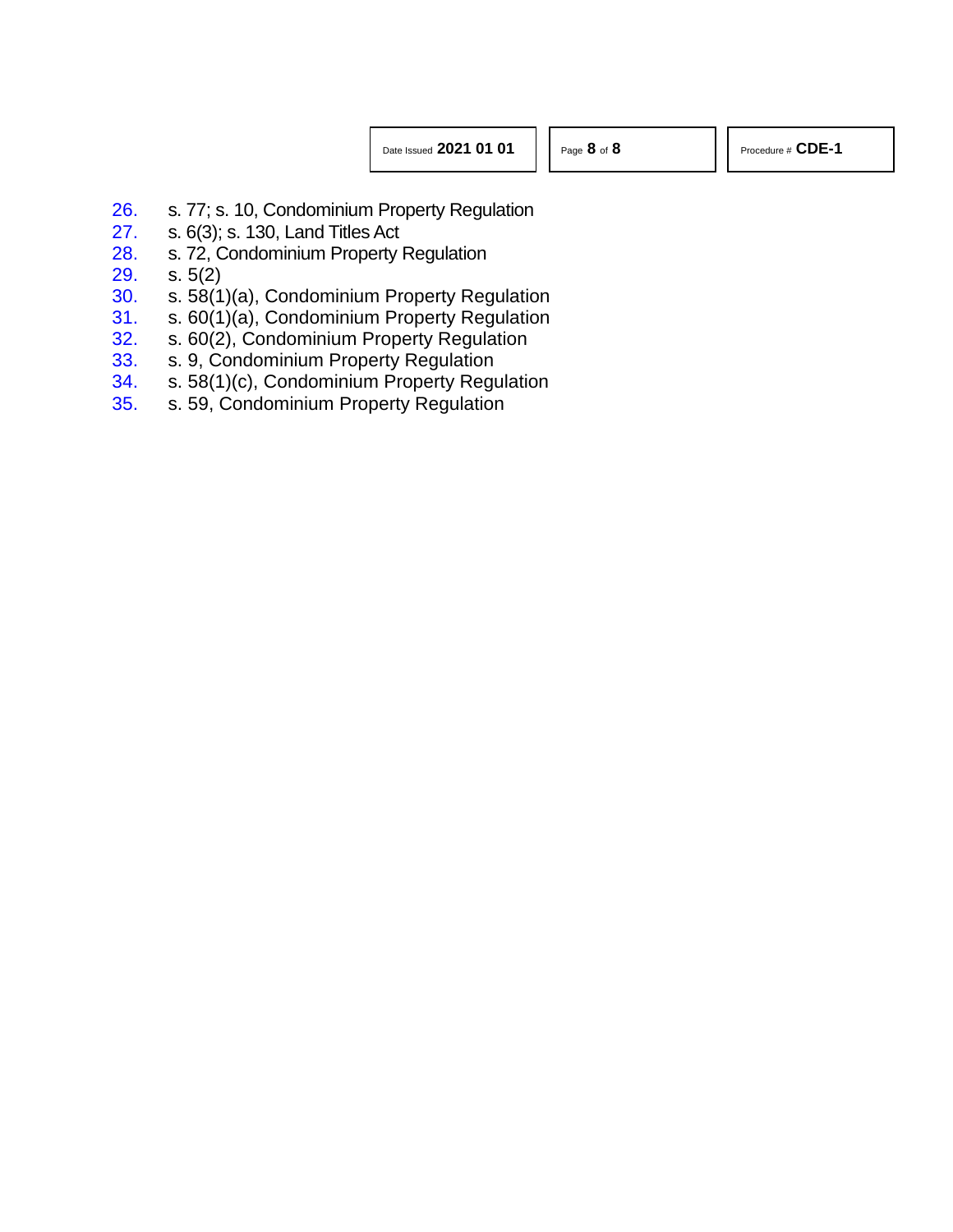26. s. 77; s. 10, Condominium Property Regulation
27. s. 6(3); s. 130, Land Titles Act
28. s. 72, Condominium Property Regulation
29. s. 5(2)
30. s. 58(1)(a), Condominium Property Regulation
31. s. 60(1)(a), Condominium Property Regulation
32. s. 60(2), Condominium Property Regulation
33. s. 9, Condominium Property Regulation
34. s. 58(1)(c), Condominium Property Regulation
35. s. 59, Condominium Property Regulation